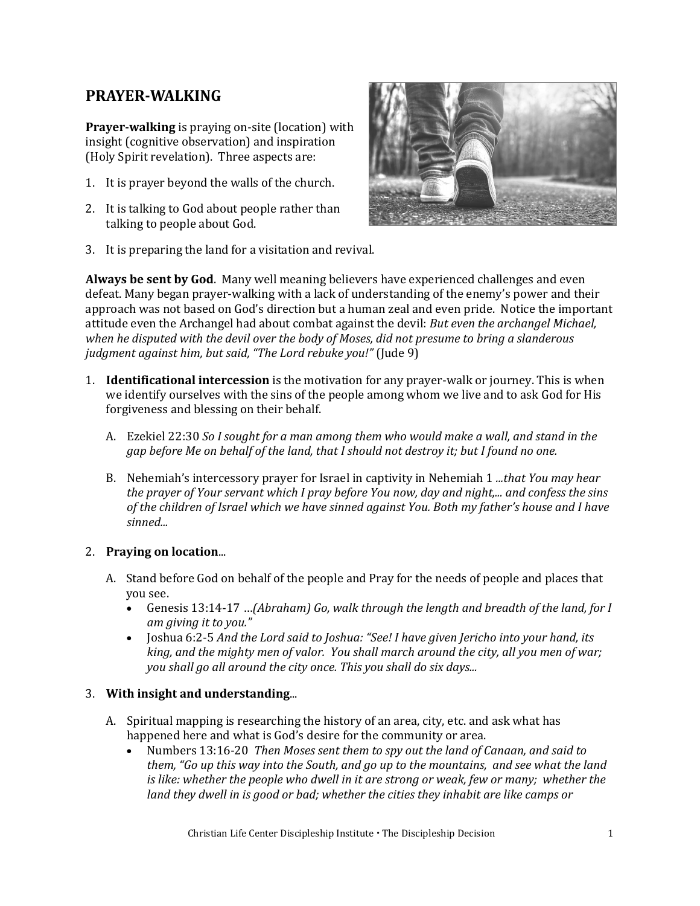# PRAYER-WALKING

**Prayer-walking** is praying on-site (location) with insight (cognitive observation) and inspiration (Holy Spirit revelation). Three aspects are:

1. It is prayer beyond the walls of the church.
2. It is talking to God about people rather than talking to people about God.
3. It is preparing the land for a visitation and revival.

**Always be sent by God**. Many well meaning believers have experienced challenges and even defeat. Many began prayer-walking with a lack of understanding of the enemy's power and their approach was not based on God's direction but a human zeal and even pride. Notice the important attitude even the Archangel had about combat against the devil: *But even the archangel Michael, when he disputed with the devil over the body of Moses, did not presume to bring a slanderous judgment against him, but said, "The Lord rebuke you!"* (Jude 9)

1. **Identificational intercession** is the motivation for any prayer-walk or journey. This is when we identify ourselves with the sins of the people among whom we live and to ask God for His forgiveness and blessing on their behalf.

   A. Ezekiel 22:30 *So I sought for a man among them who would make a wall, and stand in the gap before Me on behalf of the land, that I should not destroy it; but I found no one.*

   B. Nehemiah's intercessory prayer for Israel in captivity in Nehemiah 1 *...that You may hear the prayer of Your servant which I pray before You now, day and night,... and confess the sins of the children of Israel which we have sinned against You. Both my father's house and I have sinned...*

2. **Praying on location**...

   A. Stand before God on behalf of the people and Pray for the needs of people and places that you see.
      - Genesis 13:14-17 …*(Abraham) Go, walk through the length and breadth of the land, for I am giving it to you."*
      - Joshua 6:2-5 *And the Lord said to Joshua: "See! I have given Jericho into your hand, its king, and the mighty men of valor. You shall march around the city, all you men of war; you shall go all around the city once. This you shall do six days...*

3. **With insight and understanding**...

   A. Spiritual mapping is researching the history of an area, city, etc. and ask what has happened here and what is God's desire for the community or area.
      - Numbers 13:16-20 *Then Moses sent them to spy out the land of Canaan, and said to them, "Go up this way into the South, and go up to the mountains, and see what the land is like: whether the people who dwell in it are strong or weak, few or many; whether the land they dwell in is good or bad; whether the cities they inhabit are like camps or*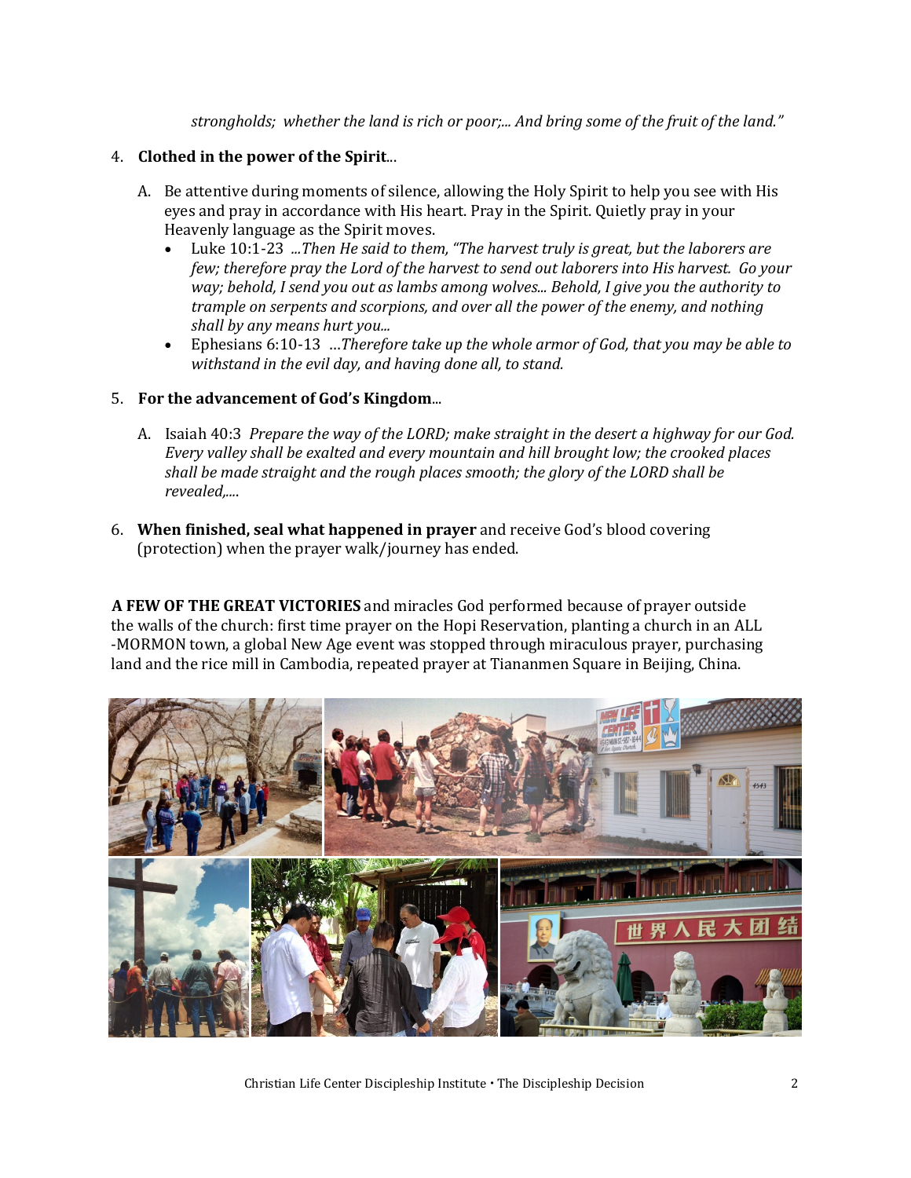*strongholds; whether the land is rich or poor;... And bring some of the fruit of the land."*

4. **Clothed in the power of the Spirit**...

   A. Be attentive during moments of silence, allowing the Holy Spirit to help you see with His eyes and pray in accordance with His heart. Pray in the Spirit. Quietly pray in your Heavenly language as the Spirit moves.
      - Luke 10:1-23 *...Then He said to them, "The harvest truly is great, but the laborers are few; therefore pray the Lord of the harvest to send out laborers into His harvest. Go your way; behold, I send you out as lambs among wolves... Behold, I give you the authority to trample on serpents and scorpions, and over all the power of the enemy, and nothing shall by any means hurt you...*
      - Ephesians 6:10-13 ...*Therefore take up the whole armor of God, that you may be able to withstand in the evil day, and having done all, to stand.*

5. **For the advancement of God's Kingdom**...

   A. Isaiah 40:3 *Prepare the way of the LORD; make straight in the desert a highway for our God. Every valley shall be exalted and every mountain and hill brought low; the crooked places shall be made straight and the rough places smooth; the glory of the LORD shall be revealed,....*

6. **When finished, seal what happened in prayer** and receive God's blood covering (protection) when the prayer walk/journey has ended.

**A FEW OF THE GREAT VICTORIES** and miracles God performed because of prayer outside the walls of the church: first time prayer on the Hopi Reservation, planting a church in an ALL -MORMON town, a global New Age event was stopped through miraculous prayer, purchasing land and the rice mill in Cambodia, repeated prayer at Tiananmen Square in Beijing, China.